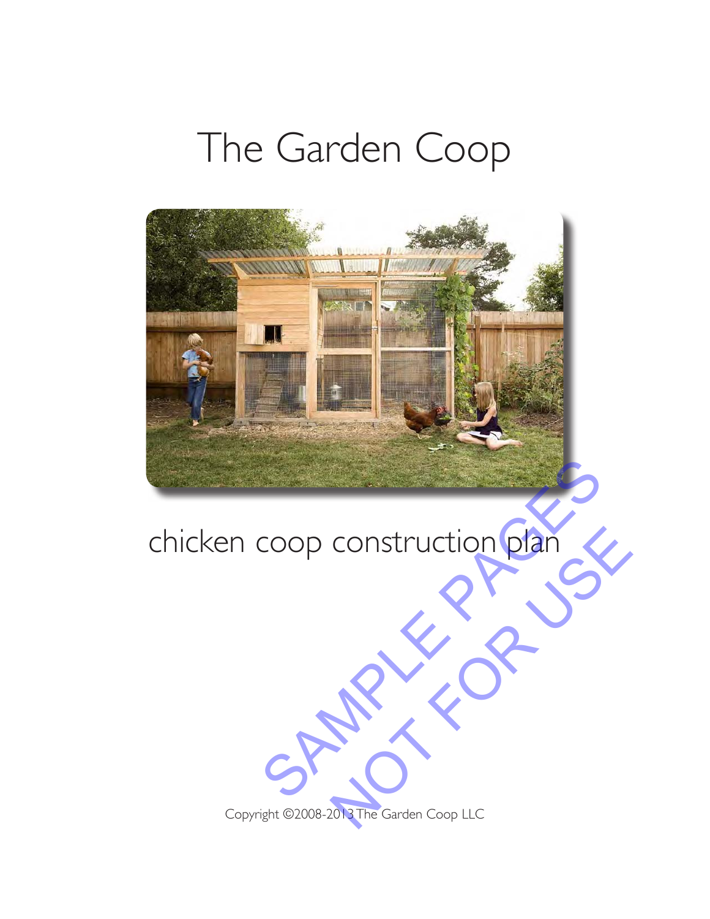# The Garden Coop

chicken coop construction plan

SAMPLE PAGES
NOT FOR USE

Copyright ©2008-2013 The Garden Coop LLC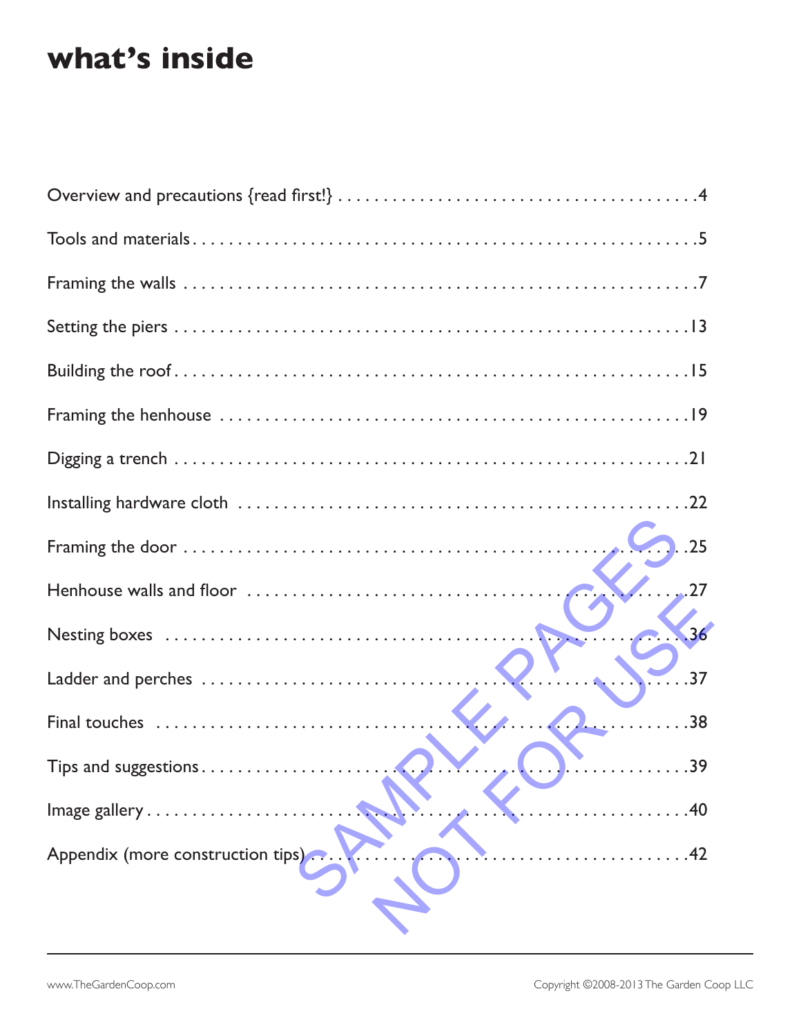# what's inside

| | |
|---|---|
| Overview and precautions {read first!} | 4 |
| Tools and materials | 5 |
| Framing the walls | 7 |
| Setting the piers | 13 |
| Building the roof | 15 |
| Framing the henhouse | 19 |
| Digging a trench | 21 |
| Installing hardware cloth | 22 |
| Framing the door | 25 |
| Henhouse walls and floor | 27 |
| Nesting boxes | 36 |
| Ladder and perches | 37 |
| Final touches | 38 |
| Tips and suggestions | 39 |
| Image gallery | 40 |
| Appendix (more construction tips) | 42 |

SAMPLE PAGES NOT FOR USE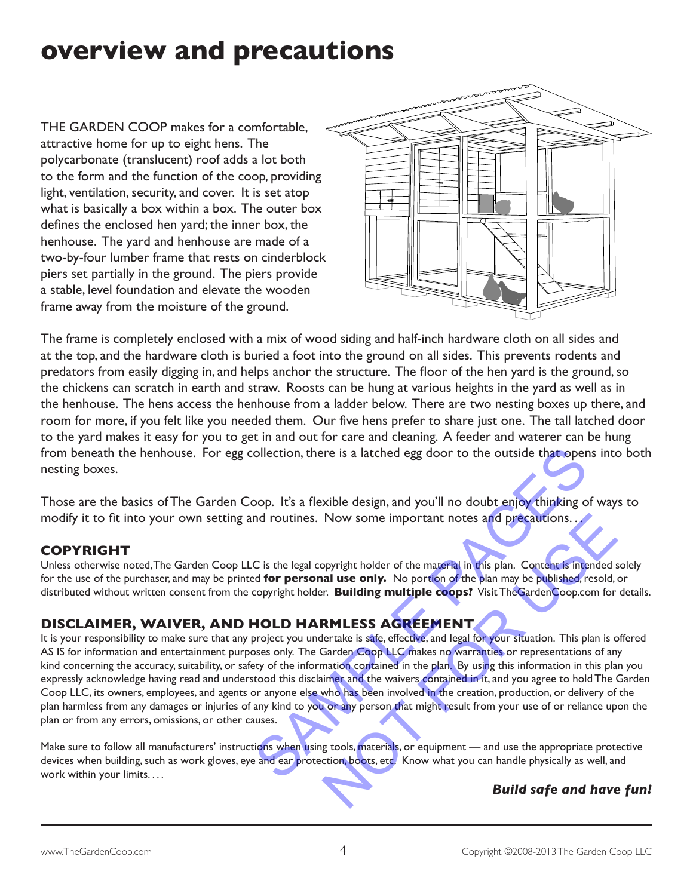# overview and precautions

THE GARDEN COOP makes for a comfortable, attractive home for up to eight hens. The polycarbonate (translucent) roof adds a lot both to the form and the function of the coop, providing light, ventilation, security, and cover. It is set atop what is basically a box within a box. The outer box defines the enclosed hen yard; the inner box, the henhouse. The yard and henhouse are made of a two-by-four lumber frame that rests on cinderblock piers set partially in the ground. The piers provide a stable, level foundation and elevate the wooden frame away from the moisture of the ground.

The frame is completely enclosed with a mix of wood siding and half-inch hardware cloth on all sides and at the top, and the hardware cloth is buried a foot into the ground on all sides. This prevents rodents and predators from easily digging in, and helps anchor the structure. The floor of the hen yard is the ground, so the chickens can scratch in earth and straw. Roosts can be hung at various heights in the yard as well as in the henhouse. The hens access the henhouse from a ladder below. There are two nesting boxes up there, and room for more, if you felt like you needed them. Our five hens prefer to share just one. The tall latched door to the yard makes it easy for you to get in and out for care and cleaning. A feeder and waterer can be hung from beneath the henhouse. For egg collection, there is a latched egg door to the outside that opens into both nesting boxes.

Those are the basics of The Garden Coop. It's a flexible design, and you'll no doubt enjoy thinking of ways to modify it to fit into your own setting and routines. Now some important notes and precautions. . .

### COPYRIGHT

Unless otherwise noted, The Garden Coop LLC is the legal copyright holder of the material in this plan. Content is intended solely for the use of the purchaser, and may be printed **for personal use only.** No portion of the plan may be published, resold, or distributed without written consent from the copyright holder. **Building multiple coops?** Visit TheGardenCoop.com for details.

### DISCLAIMER, WAIVER, AND HOLD HARMLESS AGREEMENT

It is your responsibility to make sure that any project you undertake is safe, effective, and legal for your situation. This plan is offered AS IS for information and entertainment purposes only. The Garden Coop LLC makes no warranties or representations of any kind concerning the accuracy, suitability, or safety of the information contained in the plan. By using this information in this plan you expressly acknowledge having read and understood this disclaimer and the waivers contained in it, and you agree to hold The Garden Coop LLC, its owners, employees, and agents or anyone else who has been involved in the creation, production, or delivery of the plan harmless from any damages or injuries of any kind to you or any person that might result from your use of or reliance upon the plan or from any errors, omissions, or other causes.

Make sure to follow all manufacturers' instructions when using tools, materials, or equipment — and use the appropriate protective devices when building, such as work gloves, eye and ear protection, boots, etc. Know what you can handle physically as well, and work within your limits. . . .

***Build safe and have fun!***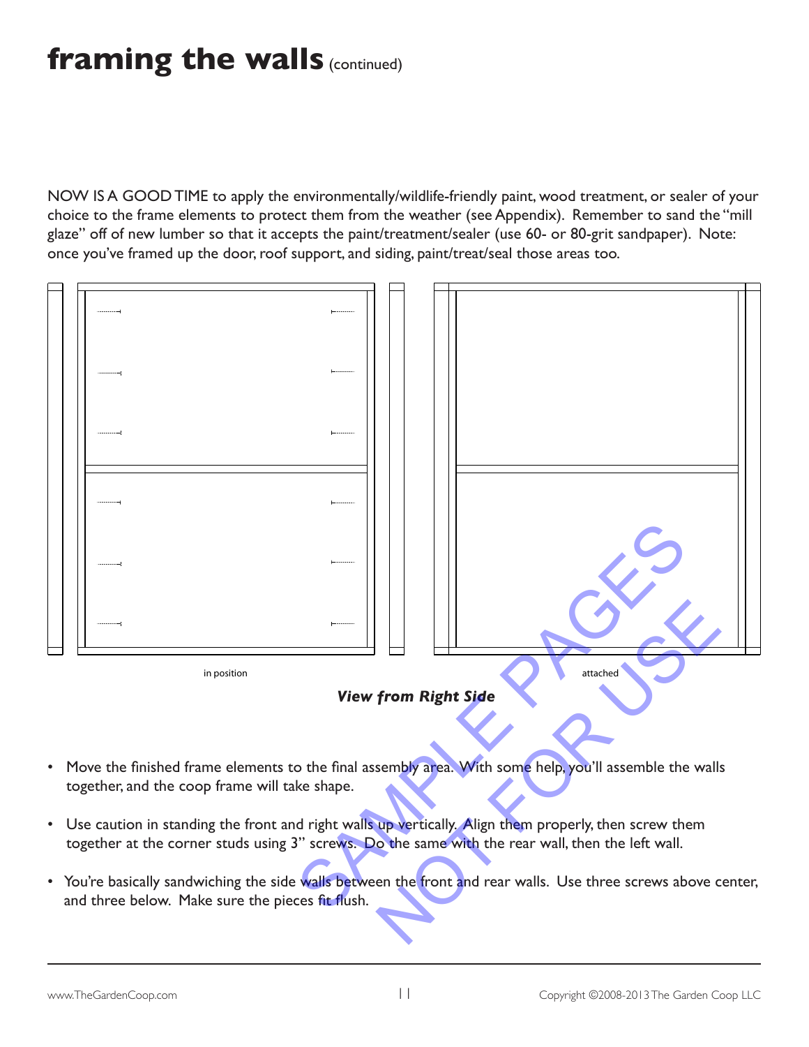# framing the walls (continued)

NOW IS A GOOD TIME to apply the environmentally/wildlife-friendly paint, wood treatment, or sealer of your choice to the frame elements to protect them from the weather (see Appendix). Remember to sand the "mill glaze" off of new lumber so that it accepts the paint/treatment/sealer (use 60- or 80-grit sandpaper). Note: once you've framed up the door, roof support, and siding, paint/treat/seal those areas too.

in position

attached

***View from Right Side***

- Move the finished frame elements to the final assembly area. With some help, you'll assemble the walls together, and the coop frame will take shape.
- Use caution in standing the front and right walls up vertically. Align them properly, then screw them together at the corner studs using 3" screws. Do the same with the rear wall, then the left wall.
- You're basically sandwiching the side walls between the front and rear walls. Use three screws above center, and three below. Make sure the pieces fit flush.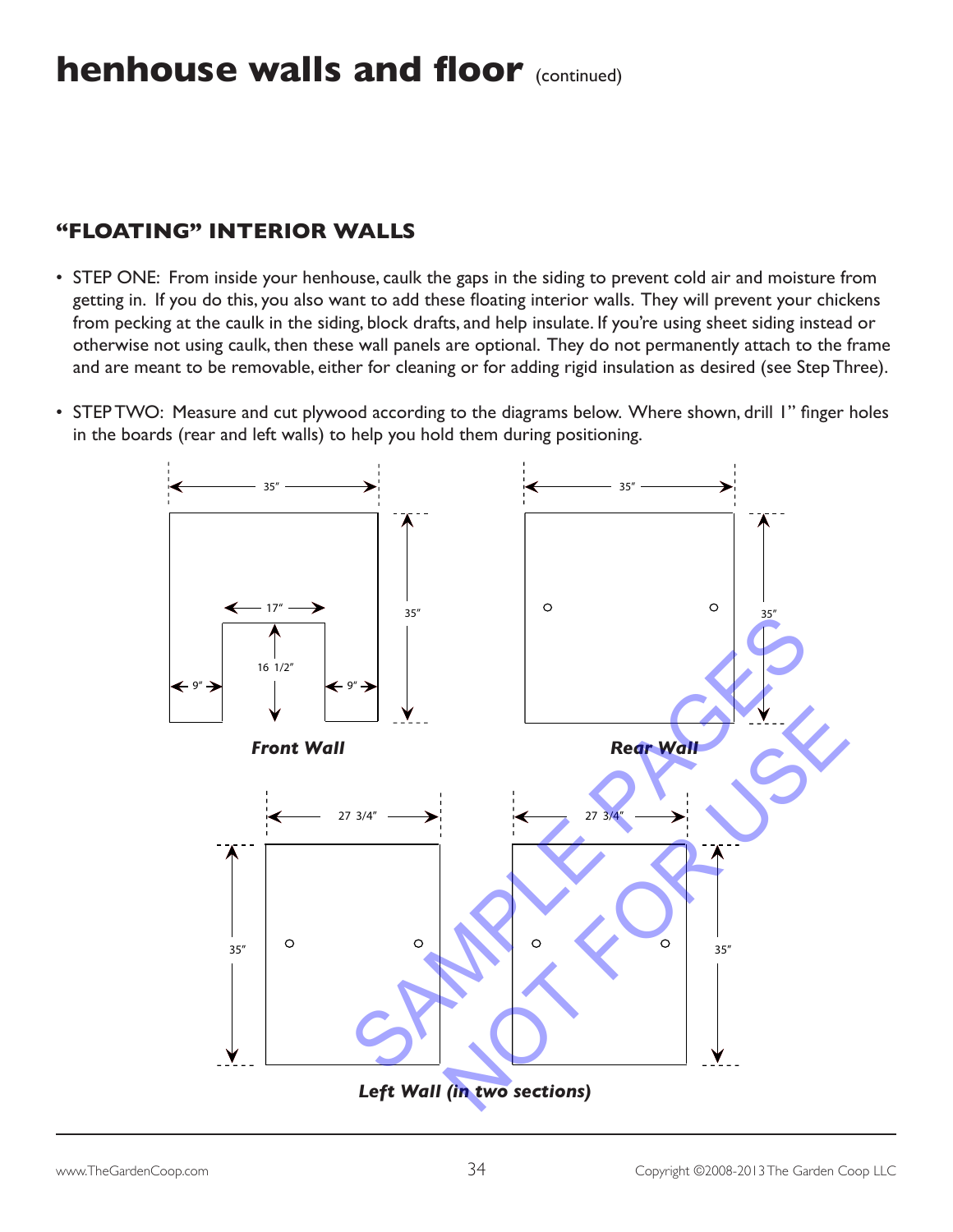# henhouse walls and floor (continued)

## "FLOATING" INTERIOR WALLS

- STEP ONE: From inside your henhouse, caulk the gaps in the siding to prevent cold air and moisture from getting in. If you do this, you also want to add these floating interior walls. They will prevent your chickens from pecking at the caulk in the siding, block drafts, and help insulate. If you're using sheet siding instead or otherwise not using caulk, then these wall panels are optional. They do not permanently attach to the frame and are meant to be removable, either for cleaning or for adding rigid insulation as desired (see Step Three).

- STEP TWO: Measure and cut plywood according to the diagrams below. Where shown, drill 1" finger holes in the boards (rear and left walls) to help you hold them during positioning.

35″ 35″ 17″ 16 1/2″ 9″ 9″

***Front Wall***

35″ 35″

***Rear Wall***

27 3/4″ 35″ 27 3/4″ 35″

***Left Wall (in two sections)***

SAMPLE PAGES NOT FOR USE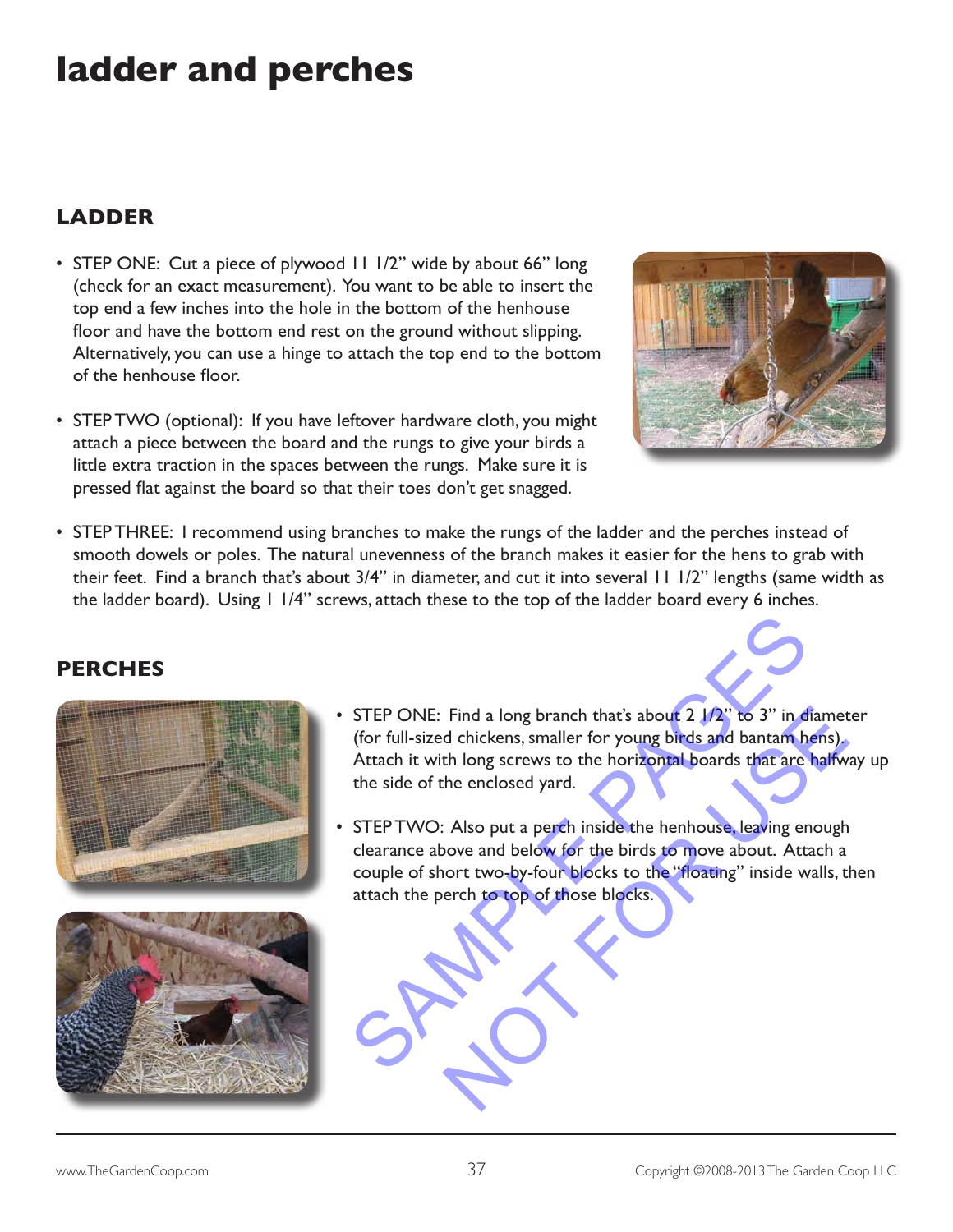# ladder and perches

## LADDER

- STEP ONE: Cut a piece of plywood 11 1/2" wide by about 66" long (check for an exact measurement). You want to be able to insert the top end a few inches into the hole in the bottom of the henhouse floor and have the bottom end rest on the ground without slipping. Alternatively, you can use a hinge to attach the top end to the bottom of the henhouse floor.

- STEP TWO (optional): If you have leftover hardware cloth, you might attach a piece between the board and the rungs to give your birds a little extra traction in the spaces between the rungs. Make sure it is pressed flat against the board so that their toes don't get snagged.

- STEP THREE: I recommend using branches to make the rungs of the ladder and the perches instead of smooth dowels or poles. The natural unevenness of the branch makes it easier for the hens to grab with their feet. Find a branch that's about 3/4" in diameter, and cut it into several 11 1/2" lengths (same width as the ladder board). Using 1 1/4" screws, attach these to the top of the ladder board every 6 inches.

## PERCHES

- STEP ONE: Find a long branch that's about 2 1/2" to 3" in diameter (for full-sized chickens, smaller for young birds and bantam hens). Attach it with long screws to the horizontal boards that are halfway up the side of the enclosed yard.

- STEP TWO: Also put a perch inside the henhouse, leaving enough clearance above and below for the birds to move about. Attach a couple of short two-by-four blocks to the "floating" inside walls, then attach the perch to top of those blocks.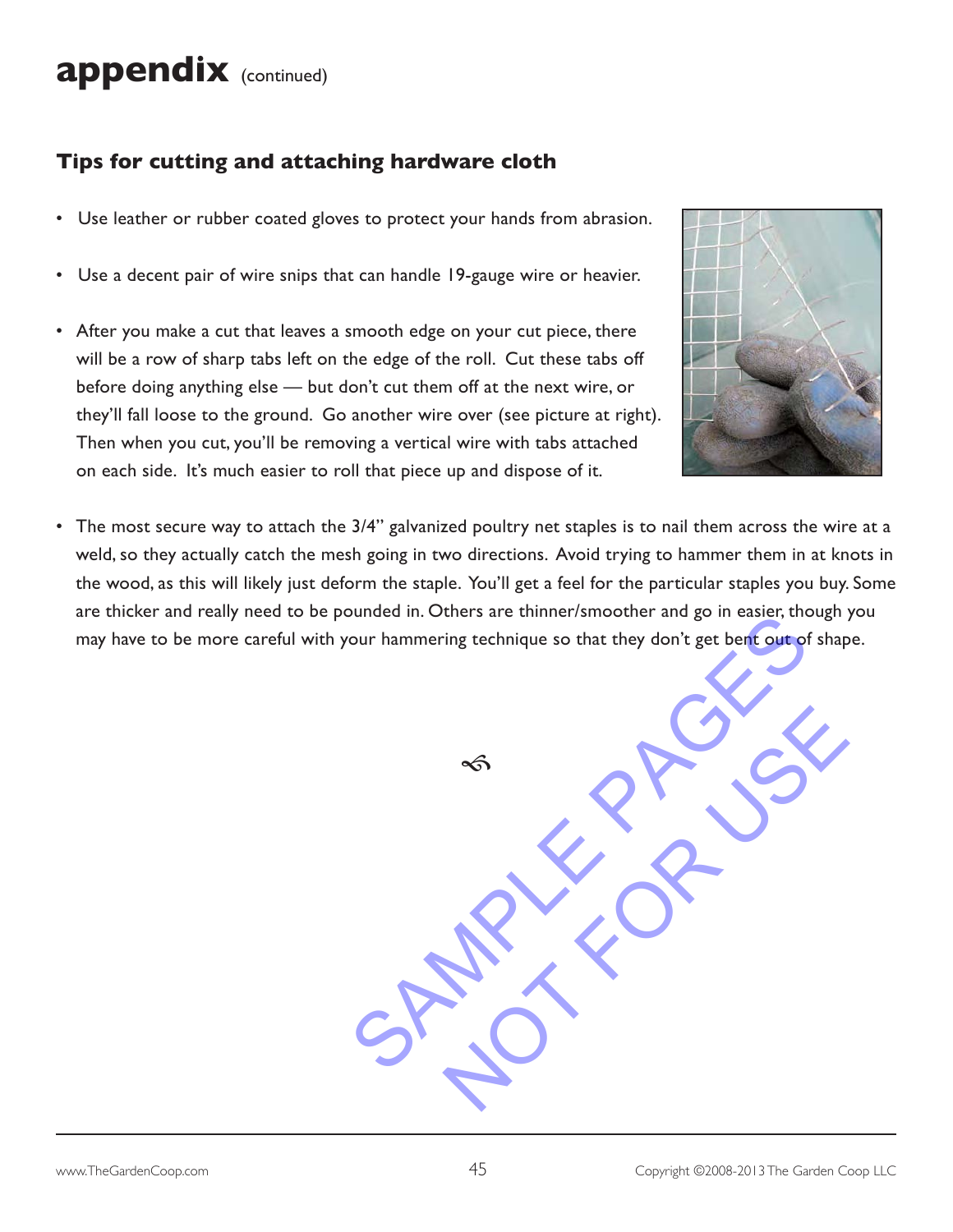# appendix (continued)

## Tips for cutting and attaching hardware cloth

- Use leather or rubber coated gloves to protect your hands from abrasion.
- Use a decent pair of wire snips that can handle 19-gauge wire or heavier.
- After you make a cut that leaves a smooth edge on your cut piece, there will be a row of sharp tabs left on the edge of the roll. Cut these tabs off before doing anything else — but don't cut them off at the next wire, or they'll fall loose to the ground. Go another wire over (see picture at right). Then when you cut, you'll be removing a vertical wire with tabs attached on each side. It's much easier to roll that piece up and dispose of it.
- The most secure way to attach the 3/4" galvanized poultry net staples is to nail them across the wire at a weld, so they actually catch the mesh going in two directions. Avoid trying to hammer them in at knots in the wood, as this will likely just deform the staple. You'll get a feel for the particular staples you buy. Some are thicker and really need to be pounded in. Others are thinner/smoother and go in easier, though you may have to be more careful with your hammering technique so that they don't get bent out of shape.

SAMPLE PAGES NOT FOR USE